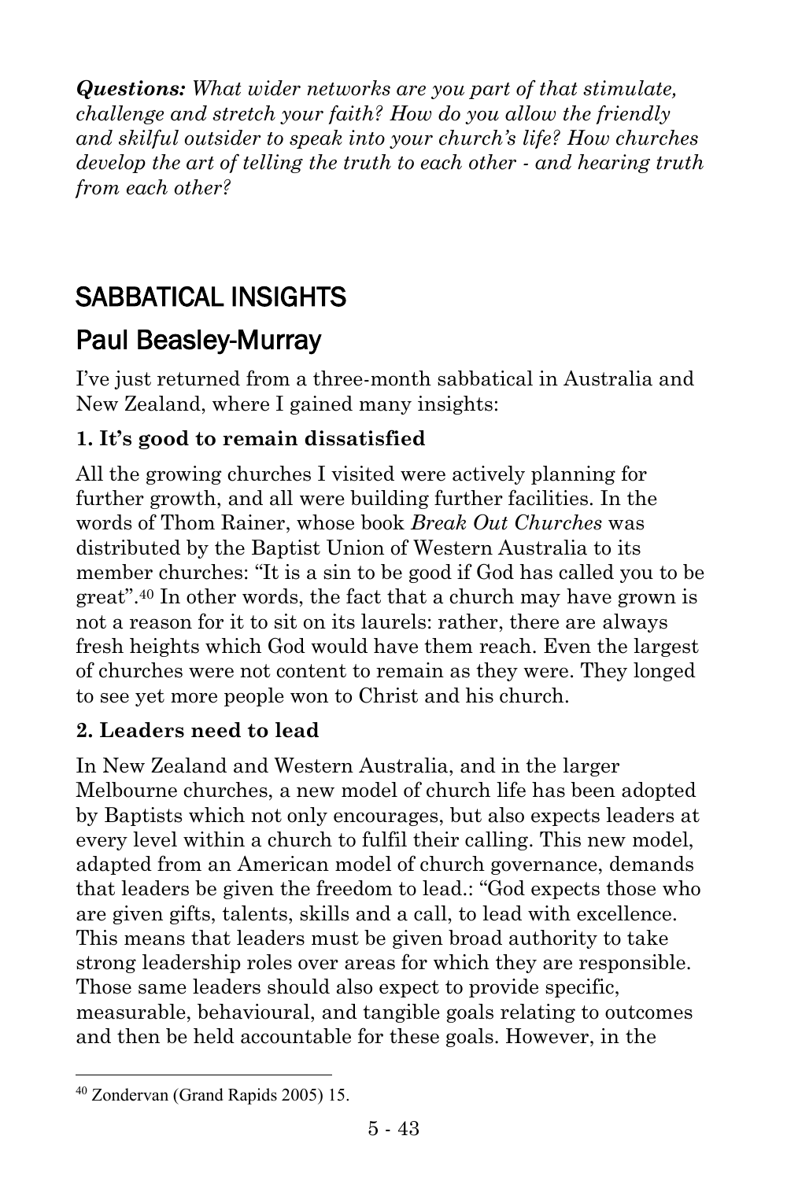***Questions:*** *What wider networks are you part of that stimulate, challenge and stretch your faith? How do you allow the friendly and skilful outsider to speak into your church's life? How churches develop the art of telling the truth to each other - and hearing truth from each other?*

# SABBATICAL INSIGHTS

## Paul Beasley-Murray

I've just returned from a three-month sabbatical in Australia and New Zealand, where I gained many insights:

### 1. It's good to remain dissatisfied

All the growing churches I visited were actively planning for further growth, and all were building further facilities. In the words of Thom Rainer, whose book *Break Out Churches* was distributed by the Baptist Union of Western Australia to its member churches: "It is a sin to be good if God has called you to be great".[40] In other words, the fact that a church may have grown is not a reason for it to sit on its laurels: rather, there are always fresh heights which God would have them reach. Even the largest of churches were not content to remain as they were. They longed to see yet more people won to Christ and his church.

### 2. Leaders need to lead

In New Zealand and Western Australia, and in the larger Melbourne churches, a new model of church life has been adopted by Baptists which not only encourages, but also expects leaders at every level within a church to fulfil their calling. This new model, adapted from an American model of church governance, demands that leaders be given the freedom to lead.: "God expects those who are given gifts, talents, skills and a call, to lead with excellence. This means that leaders must be given broad authority to take strong leadership roles over areas for which they are responsible. Those same leaders should also expect to provide specific, measurable, behavioural, and tangible goals relating to outcomes and then be held accountable for these goals. However, in the

---

[40] Zondervan (Grand Rapids 2005) 15.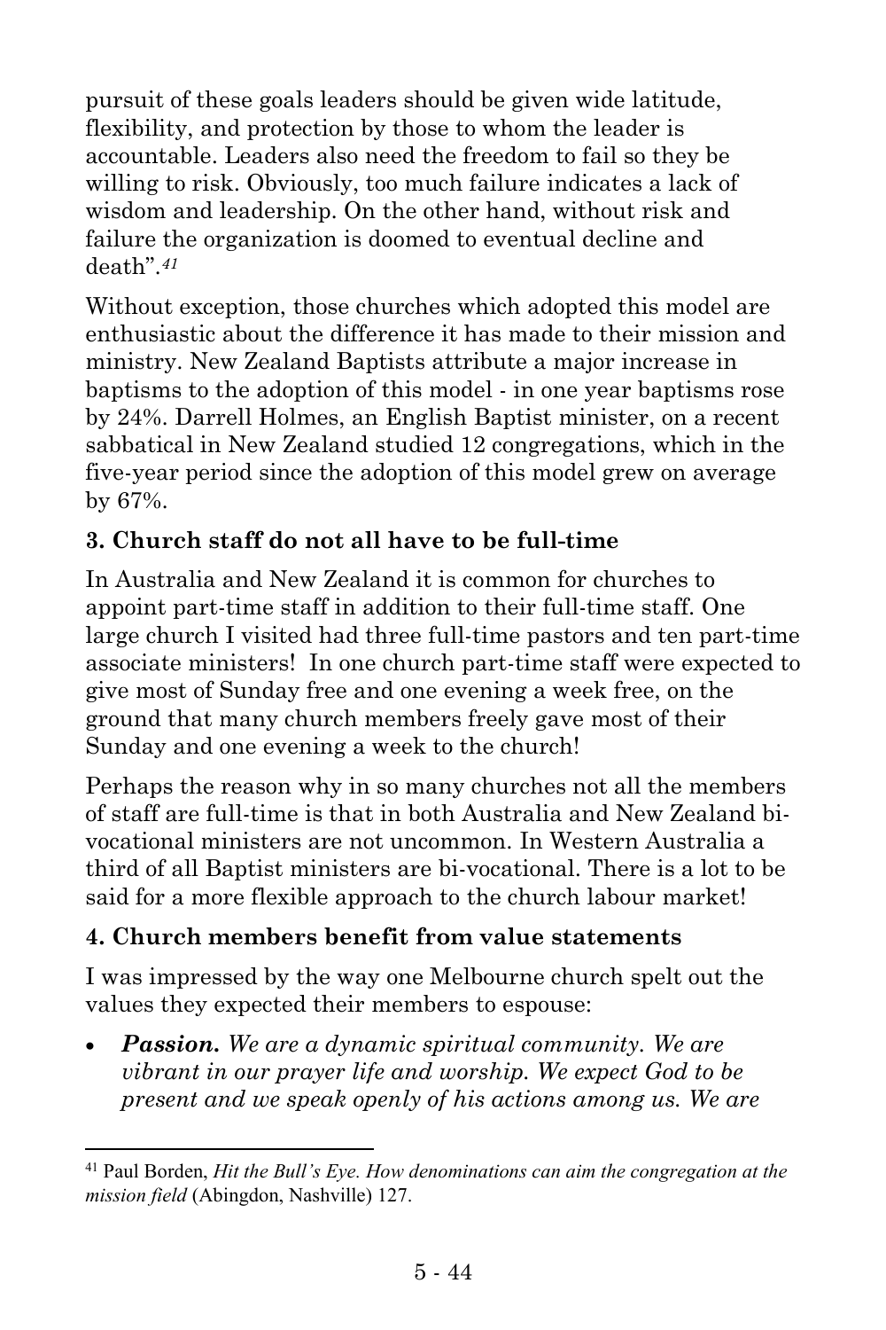pursuit of these goals leaders should be given wide latitude, flexibility, and protection by those to whom the leader is accountable. Leaders also need the freedom to fail so they be willing to risk. Obviously, too much failure indicates a lack of wisdom and leadership. On the other hand, without risk and failure the organization is doomed to eventual decline and death".[41]

Without exception, those churches which adopted this model are enthusiastic about the difference it has made to their mission and ministry. New Zealand Baptists attribute a major increase in baptisms to the adoption of this model - in one year baptisms rose by 24%. Darrell Holmes, an English Baptist minister, on a recent sabbatical in New Zealand studied 12 congregations, which in the five-year period since the adoption of this model grew on average by 67%.

### 3. Church staff do not all have to be full-time

In Australia and New Zealand it is common for churches to appoint part-time staff in addition to their full-time staff. One large church I visited had three full-time pastors and ten part-time associate ministers! In one church part-time staff were expected to give most of Sunday free and one evening a week free, on the ground that many church members freely gave most of their Sunday and one evening a week to the church!

Perhaps the reason why in so many churches not all the members of staff are full-time is that in both Australia and New Zealand bi-vocational ministers are not uncommon. In Western Australia a third of all Baptist ministers are bi-vocational. There is a lot to be said for a more flexible approach to the church labour market!

### 4. Church members benefit from value statements

I was impressed by the way one Melbourne church spelt out the values they expected their members to espouse:

- ***Passion.*** *We are a dynamic spiritual community. We are vibrant in our prayer life and worship. We expect God to be present and we speak openly of his actions among us. We are*

---

[41] Paul Borden, *Hit the Bull's Eye. How denominations can aim the congregation at the mission field* (Abingdon, Nashville) 127.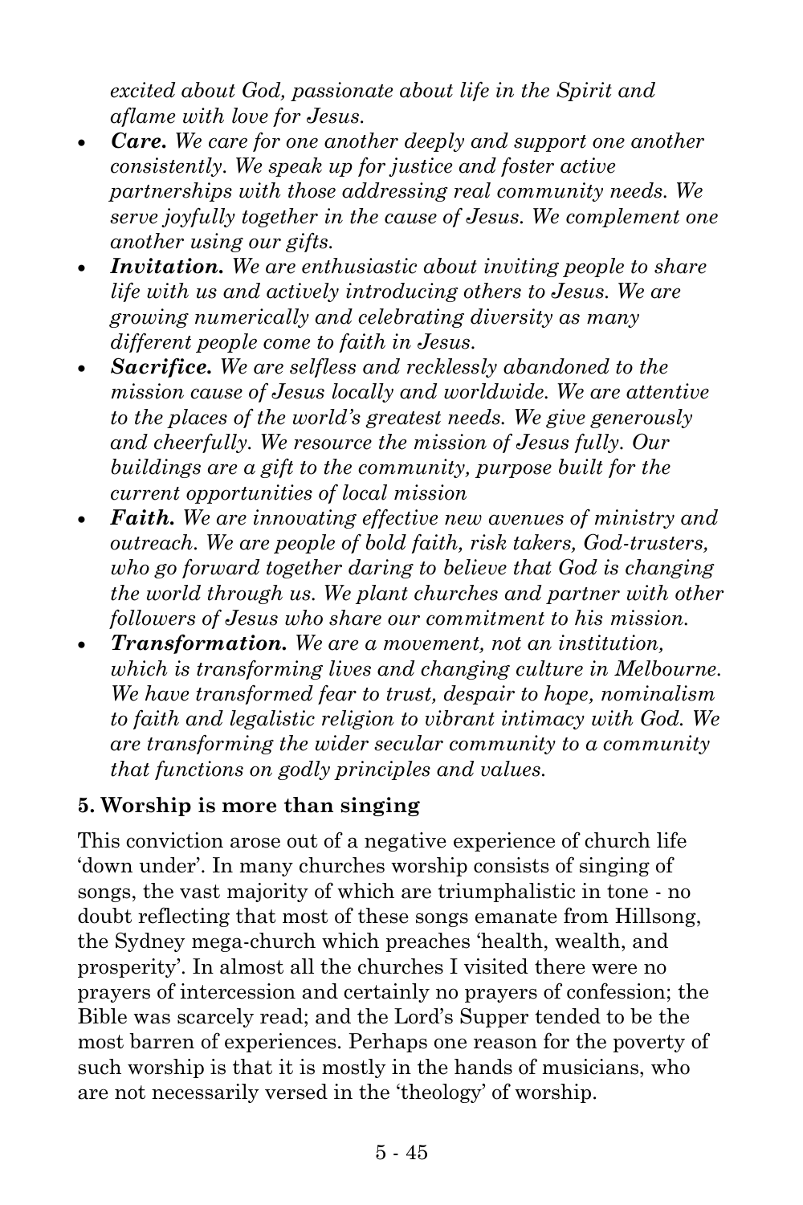*excited about God, passionate about life in the Spirit and aflame with love for Jesus.*

- ***Care.*** *We care for one another deeply and support one another consistently. We speak up for justice and foster active partnerships with those addressing real community needs. We serve joyfully together in the cause of Jesus. We complement one another using our gifts.*
- ***Invitation.*** *We are enthusiastic about inviting people to share life with us and actively introducing others to Jesus. We are growing numerically and celebrating diversity as many different people come to faith in Jesus.*
- ***Sacrifice.*** *We are selfless and recklessly abandoned to the mission cause of Jesus locally and worldwide. We are attentive to the places of the world's greatest needs. We give generously and cheerfully. We resource the mission of Jesus fully. Our buildings are a gift to the community, purpose built for the current opportunities of local mission*
- ***Faith.*** *We are innovating effective new avenues of ministry and outreach. We are people of bold faith, risk takers, God-trusters, who go forward together daring to believe that God is changing the world through us. We plant churches and partner with other followers of Jesus who share our commitment to his mission.*
- ***Transformation.*** *We are a movement, not an institution, which is transforming lives and changing culture in Melbourne. We have transformed fear to trust, despair to hope, nominalism to faith and legalistic religion to vibrant intimacy with God. We are transforming the wider secular community to a community that functions on godly principles and values.*

### 5. Worship is more than singing

This conviction arose out of a negative experience of church life 'down under'. In many churches worship consists of singing of songs, the vast majority of which are triumphalistic in tone - no doubt reflecting that most of these songs emanate from Hillsong, the Sydney mega-church which preaches 'health, wealth, and prosperity'. In almost all the churches I visited there were no prayers of intercession and certainly no prayers of confession; the Bible was scarcely read; and the Lord's Supper tended to be the most barren of experiences. Perhaps one reason for the poverty of such worship is that it is mostly in the hands of musicians, who are not necessarily versed in the 'theology' of worship.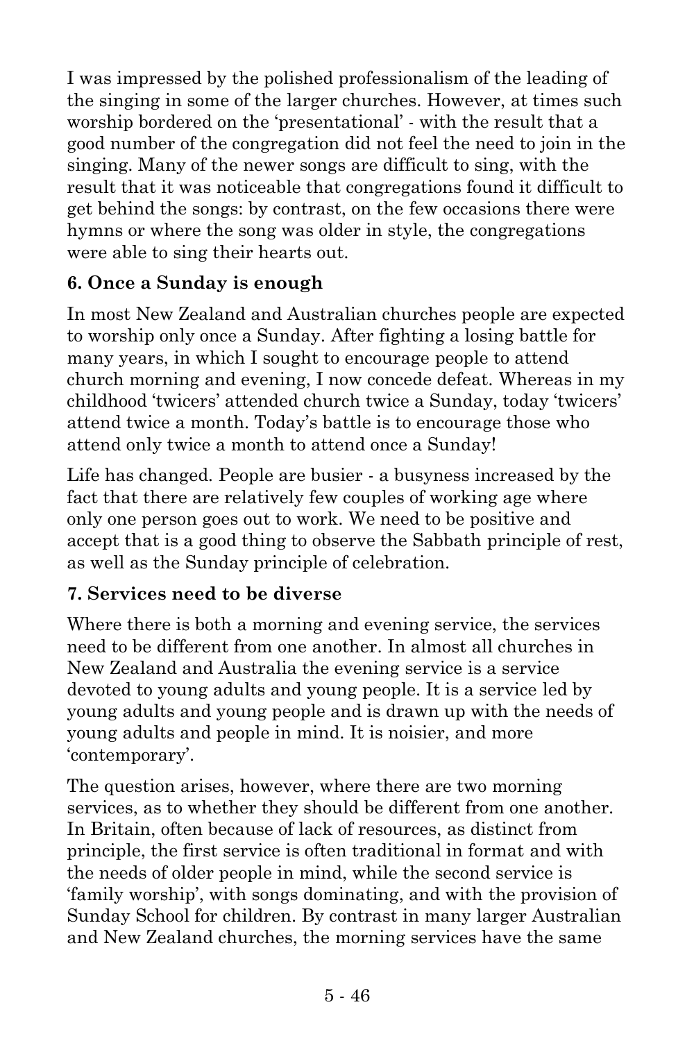I was impressed by the polished professionalism of the leading of the singing in some of the larger churches. However, at times such worship bordered on the 'presentational' - with the result that a good number of the congregation did not feel the need to join in the singing. Many of the newer songs are difficult to sing, with the result that it was noticeable that congregations found it difficult to get behind the songs: by contrast, on the few occasions there were hymns or where the song was older in style, the congregations were able to sing their hearts out.

### 6. Once a Sunday is enough

In most New Zealand and Australian churches people are expected to worship only once a Sunday. After fighting a losing battle for many years, in which I sought to encourage people to attend church morning and evening, I now concede defeat. Whereas in my childhood 'twicers' attended church twice a Sunday, today 'twicers' attend twice a month. Today's battle is to encourage those who attend only twice a month to attend once a Sunday!

Life has changed. People are busier - a busyness increased by the fact that there are relatively few couples of working age where only one person goes out to work. We need to be positive and accept that is a good thing to observe the Sabbath principle of rest, as well as the Sunday principle of celebration.

### 7. Services need to be diverse

Where there is both a morning and evening service, the services need to be different from one another. In almost all churches in New Zealand and Australia the evening service is a service devoted to young adults and young people. It is a service led by young adults and young people and is drawn up with the needs of young adults and people in mind. It is noisier, and more 'contemporary'.

The question arises, however, where there are two morning services, as to whether they should be different from one another. In Britain, often because of lack of resources, as distinct from principle, the first service is often traditional in format and with the needs of older people in mind, while the second service is 'family worship', with songs dominating, and with the provision of Sunday School for children. By contrast in many larger Australian and New Zealand churches, the morning services have the same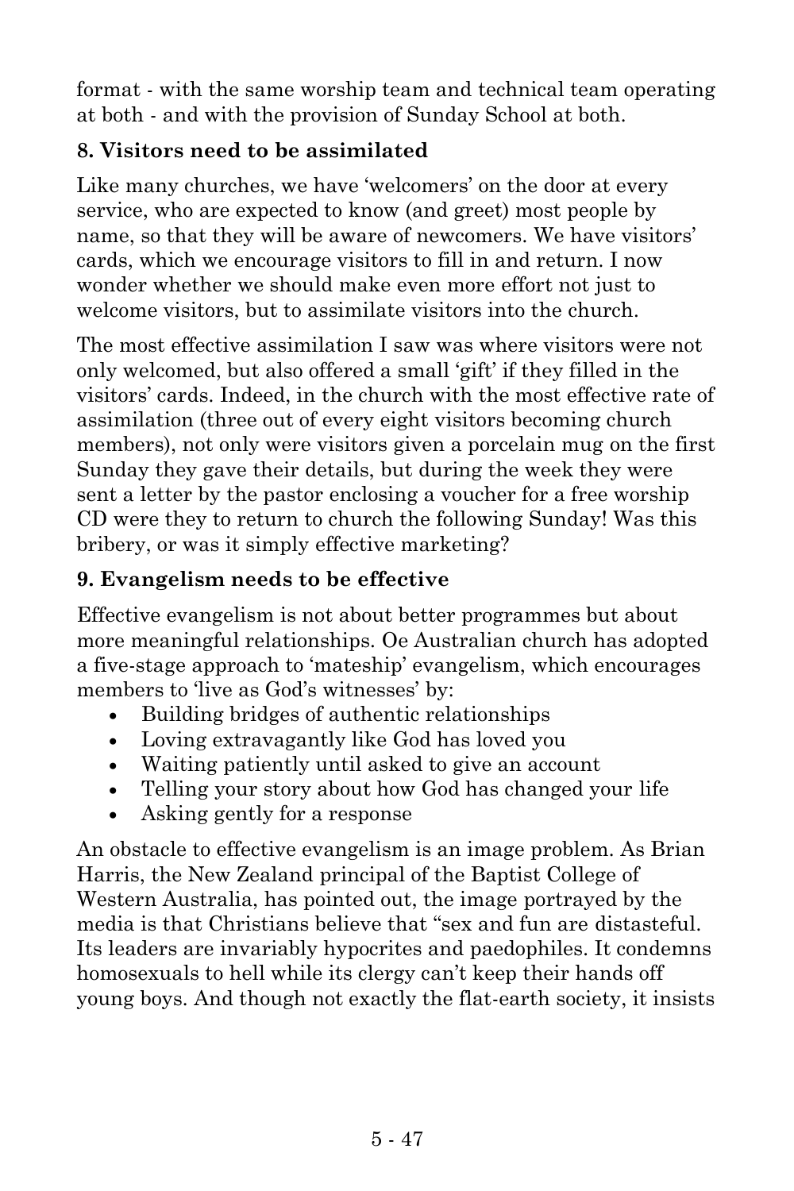format - with the same worship team and technical team operating at both - and with the provision of Sunday School at both.

**8. Visitors need to be assimilated**

Like many churches, we have 'welcomers' on the door at every service, who are expected to know (and greet) most people by name, so that they will be aware of newcomers. We have visitors' cards, which we encourage visitors to fill in and return. I now wonder whether we should make even more effort not just to welcome visitors, but to assimilate visitors into the church.

The most effective assimilation I saw was where visitors were not only welcomed, but also offered a small 'gift' if they filled in the visitors' cards. Indeed, in the church with the most effective rate of assimilation (three out of every eight visitors becoming church members), not only were visitors given a porcelain mug on the first Sunday they gave their details, but during the week they were sent a letter by the pastor enclosing a voucher for a free worship CD were they to return to church the following Sunday! Was this bribery, or was it simply effective marketing?

**9. Evangelism needs to be effective**

Effective evangelism is not about better programmes but about more meaningful relationships. Oe Australian church has adopted a five-stage approach to 'mateship' evangelism, which encourages members to 'live as God's witnesses' by:

- Building bridges of authentic relationships
- Loving extravagantly like God has loved you
- Waiting patiently until asked to give an account
- Telling your story about how God has changed your life
- Asking gently for a response

An obstacle to effective evangelism is an image problem. As Brian Harris, the New Zealand principal of the Baptist College of Western Australia, has pointed out, the image portrayed by the media is that Christians believe that "sex and fun are distasteful. Its leaders are invariably hypocrites and paedophiles. It condemns homosexuals to hell while its clergy can't keep their hands off young boys. And though not exactly the flat-earth society, it insists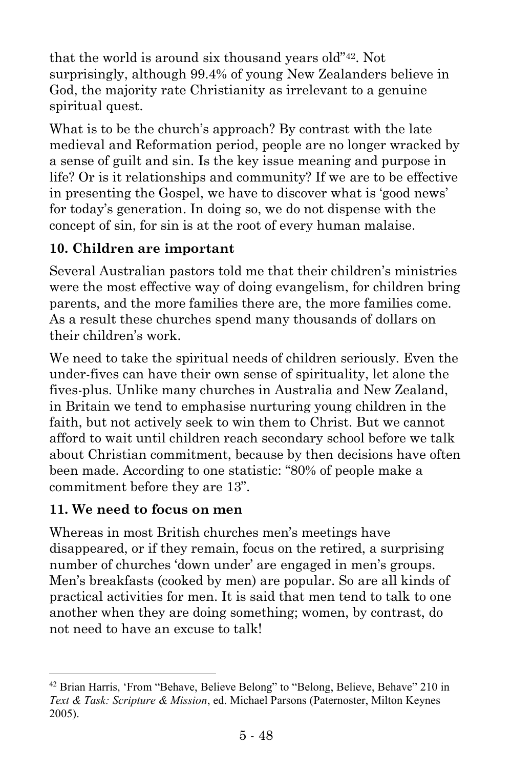that the world is around six thousand years old"[42]. Not surprisingly, although 99.4% of young New Zealanders believe in God, the majority rate Christianity as irrelevant to a genuine spiritual quest.

What is to be the church's approach? By contrast with the late medieval and Reformation period, people are no longer wracked by a sense of guilt and sin. Is the key issue meaning and purpose in life? Or is it relationships and community? If we are to be effective in presenting the Gospel, we have to discover what is 'good news' for today's generation. In doing so, we do not dispense with the concept of sin, for sin is at the root of every human malaise.

**10. Children are important**

Several Australian pastors told me that their children's ministries were the most effective way of doing evangelism, for children bring parents, and the more families there are, the more families come. As a result these churches spend many thousands of dollars on their children's work.

We need to take the spiritual needs of children seriously. Even the under-fives can have their own sense of spirituality, let alone the fives-plus. Unlike many churches in Australia and New Zealand, in Britain we tend to emphasise nurturing young children in the faith, but not actively seek to win them to Christ. But we cannot afford to wait until children reach secondary school before we talk about Christian commitment, because by then decisions have often been made. According to one statistic: "80% of people make a commitment before they are 13".

**11. We need to focus on men**

Whereas in most British churches men's meetings have disappeared, or if they remain, focus on the retired, a surprising number of churches 'down under' are engaged in men's groups. Men's breakfasts (cooked by men) are popular. So are all kinds of practical activities for men. It is said that men tend to talk to one another when they are doing something; women, by contrast, do not need to have an excuse to talk!

---

[42] Brian Harris, 'From "Behave, Believe Belong" to "Belong, Believe, Behave" 210 in *Text & Task: Scripture & Mission*, ed. Michael Parsons (Paternoster, Milton Keynes 2005).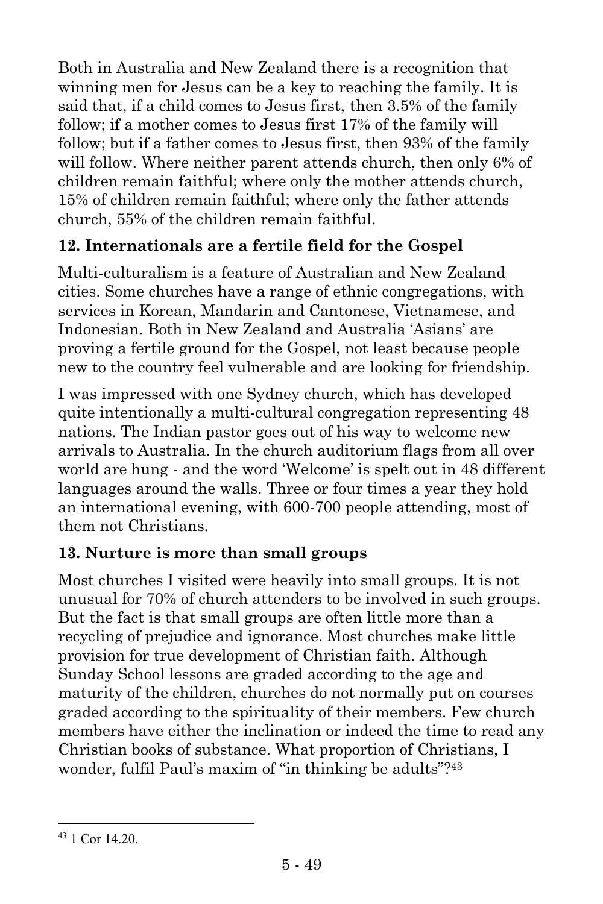Both in Australia and New Zealand there is a recognition that winning men for Jesus can be a key to reaching the family. It is said that, if a child comes to Jesus first, then 3.5% of the family follow; if a mother comes to Jesus first 17% of the family will follow; but if a father comes to Jesus first, then 93% of the family will follow. Where neither parent attends church, then only 6% of children remain faithful; where only the mother attends church, 15% of children remain faithful; where only the father attends church, 55% of the children remain faithful.

### 12. Internationals are a fertile field for the Gospel

Multi-culturalism is a feature of Australian and New Zealand cities. Some churches have a range of ethnic congregations, with services in Korean, Mandarin and Cantonese, Vietnamese, and Indonesian. Both in New Zealand and Australia 'Asians' are proving a fertile ground for the Gospel, not least because people new to the country feel vulnerable and are looking for friendship.

I was impressed with one Sydney church, which has developed quite intentionally a multi-cultural congregation representing 48 nations. The Indian pastor goes out of his way to welcome new arrivals to Australia. In the church auditorium flags from all over world are hung - and the word 'Welcome' is spelt out in 48 different languages around the walls. Three or four times a year they hold an international evening, with 600-700 people attending, most of them not Christians.

### 13. Nurture is more than small groups

Most churches I visited were heavily into small groups. It is not unusual for 70% of church attenders to be involved in such groups. But the fact is that small groups are often little more than a recycling of prejudice and ignorance. Most churches make little provision for true development of Christian faith. Although Sunday School lessons are graded according to the age and maturity of the children, churches do not normally put on courses graded according to the spirituality of their members. Few church members have either the inclination or indeed the time to read any Christian books of substance. What proportion of Christians, I wonder, fulfil Paul's maxim of "in thinking be adults"?[43]

---

[43] 1 Cor 14.20.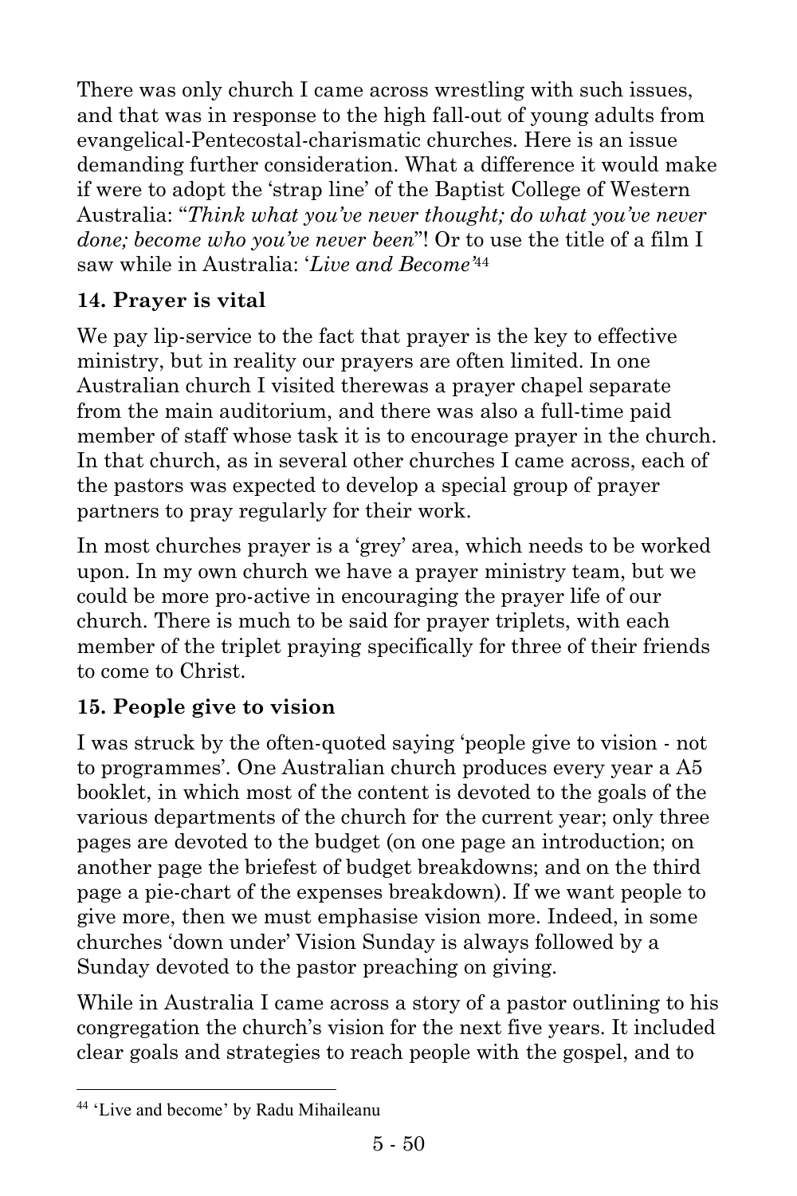There was only church I came across wrestling with such issues, and that was in response to the high fall-out of young adults from evangelical-Pentecostal-charismatic churches. Here is an issue demanding further consideration. What a difference it would make if were to adopt the 'strap line' of the Baptist College of Western Australia: "*Think what you've never thought; do what you've never done; become who you've never been*"! Or to use the title of a film I saw while in Australia: '*Live and Become*'[44]

### 14. Prayer is vital

We pay lip-service to the fact that prayer is the key to effective ministry, but in reality our prayers are often limited. In one Australian church I visited therewas a prayer chapel separate from the main auditorium, and there was also a full-time paid member of staff whose task it is to encourage prayer in the church. In that church, as in several other churches I came across, each of the pastors was expected to develop a special group of prayer partners to pray regularly for their work.

In most churches prayer is a 'grey' area, which needs to be worked upon. In my own church we have a prayer ministry team, but we could be more pro-active in encouraging the prayer life of our church. There is much to be said for prayer triplets, with each member of the triplet praying specifically for three of their friends to come to Christ.

### 15. People give to vision

I was struck by the often-quoted saying 'people give to vision - not to programmes'. One Australian church produces every year a A5 booklet, in which most of the content is devoted to the goals of the various departments of the church for the current year; only three pages are devoted to the budget (on one page an introduction; on another page the briefest of budget breakdowns; and on the third page a pie-chart of the expenses breakdown). If we want people to give more, then we must emphasise vision more. Indeed, in some churches 'down under' Vision Sunday is always followed by a Sunday devoted to the pastor preaching on giving.

While in Australia I came across a story of a pastor outlining to his congregation the church's vision for the next five years. It included clear goals and strategies to reach people with the gospel, and to

---

[44] 'Live and become' by Radu Mihaileanu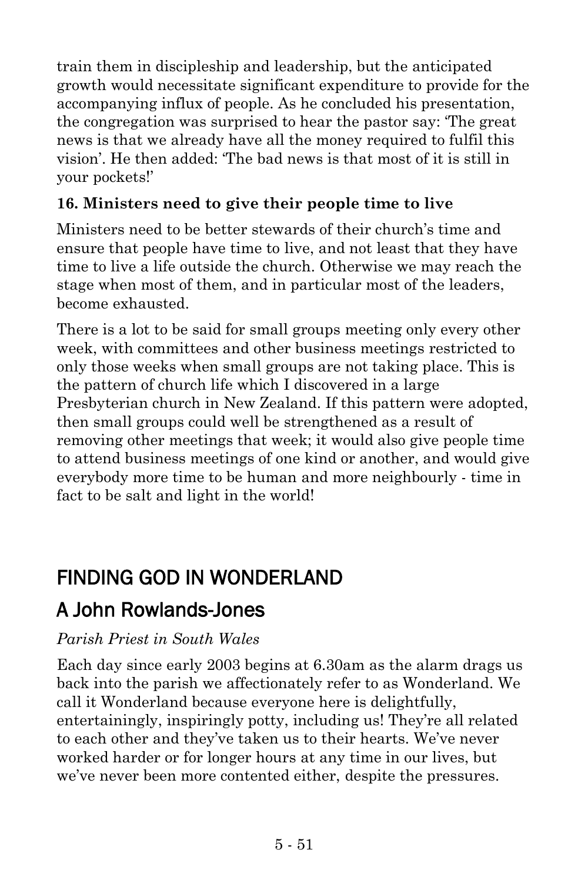train them in discipleship and leadership, but the anticipated growth would necessitate significant expenditure to provide for the accompanying influx of people. As he concluded his presentation, the congregation was surprised to hear the pastor say: 'The great news is that we already have all the money required to fulfil this vision'. He then added: 'The bad news is that most of it is still in your pockets!'

**16. Ministers need to give their people time to live**

Ministers need to be better stewards of their church's time and ensure that people have time to live, and not least that they have time to live a life outside the church. Otherwise we may reach the stage when most of them, and in particular most of the leaders, become exhausted.

There is a lot to be said for small groups meeting only every other week, with committees and other business meetings restricted to only those weeks when small groups are not taking place. This is the pattern of church life which I discovered in a large Presbyterian church in New Zealand. If this pattern were adopted, then small groups could well be strengthened as a result of removing other meetings that week; it would also give people time to attend business meetings of one kind or another, and would give everybody more time to be human and more neighbourly - time in fact to be salt and light in the world!

# FINDING GOD IN WONDERLAND

## A John Rowlands-Jones

*Parish Priest in South Wales*

Each day since early 2003 begins at 6.30am as the alarm drags us back into the parish we affectionately refer to as Wonderland. We call it Wonderland because everyone here is delightfully, entertainingly, inspiringly potty, including us! They're all related to each other and they've taken us to their hearts. We've never worked harder or for longer hours at any time in our lives, but we've never been more contented either, despite the pressures.